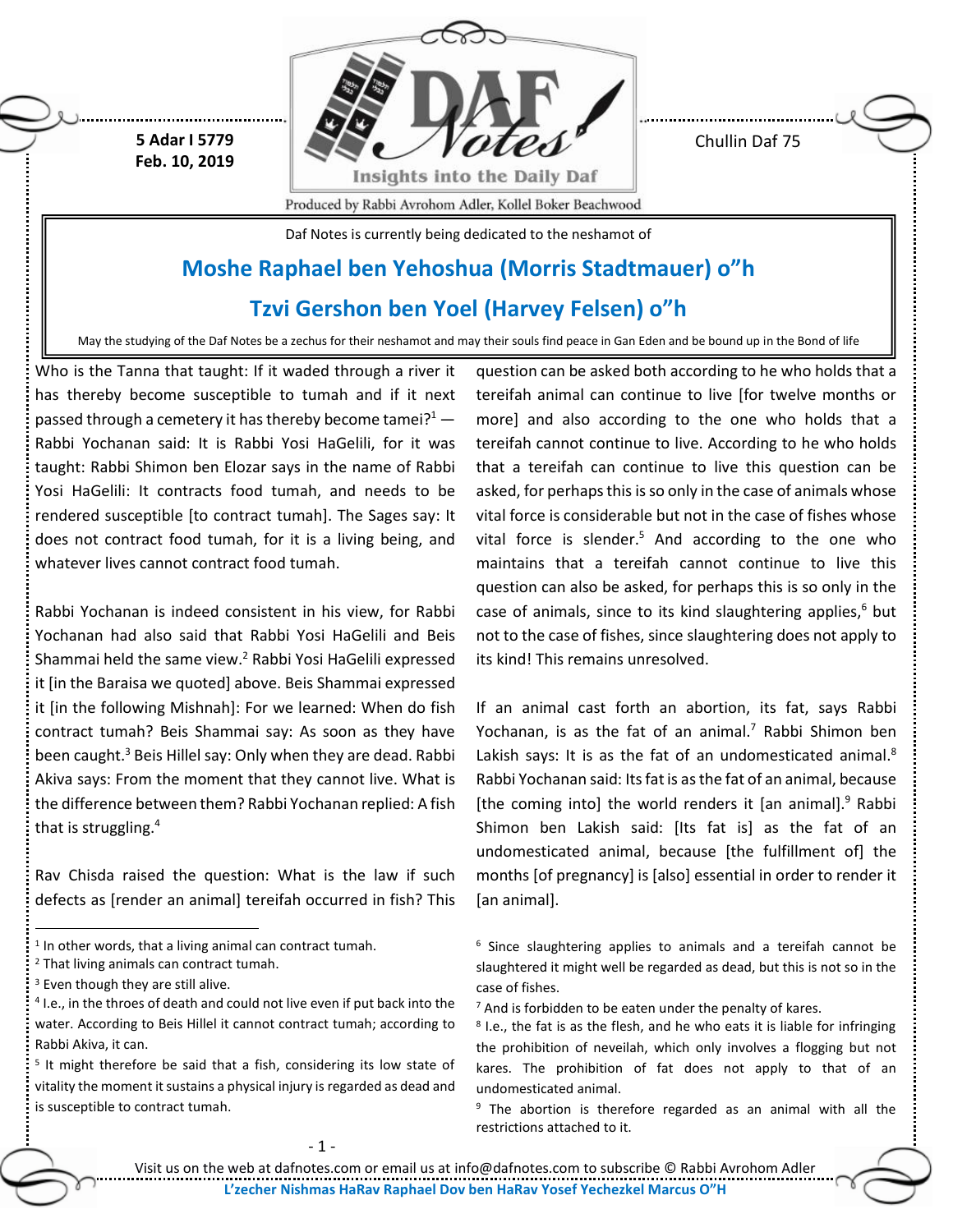5 Adar I 5779
Feb. 10, 2019

Chullin Daf 75

Produced by Rabbi Avrohom Adler, Kollel Boker Beachwood

Daf Notes is currently being dedicated to the neshamot of

## Moshe Raphael ben Yehoshua (Morris Stadtmauer) o"h

## Tzvi Gershon ben Yoel (Harvey Felsen) o"h

May the studying of the Daf Notes be a zechus for their neshamot and may their souls find peace in Gan Eden and be bound up in the Bond of life

Who is the Tanna that taught: If it waded through a river it has thereby become susceptible to tumah and if it next passed through a cemetery it has thereby become tamei?[1] — Rabbi Yochanan said: It is Rabbi Yosi HaGelili, for it was taught: Rabbi Shimon ben Elozar says in the name of Rabbi Yosi HaGelili: It contracts food tumah, and needs to be rendered susceptible [to contract tumah]. The Sages say: It does not contract food tumah, for it is a living being, and whatever lives cannot contract food tumah.

Rabbi Yochanan is indeed consistent in his view, for Rabbi Yochanan had also said that Rabbi Yosi HaGelili and Beis Shammai held the same view.[2] Rabbi Yosi HaGelili expressed it [in the Baraisa we quoted] above. Beis Shammai expressed it [in the following Mishnah]: For we learned: When do fish contract tumah? Beis Shammai say: As soon as they have been caught.[3] Beis Hillel say: Only when they are dead. Rabbi Akiva says: From the moment that they cannot live. What is the difference between them? Rabbi Yochanan replied: A fish that is struggling.[4]

Rav Chisda raised the question: What is the law if such defects as [render an animal] tereifah occurred in fish? This question can be asked both according to he who holds that a tereifah animal can continue to live [for twelve months or more] and also according to the one who holds that a tereifah cannot continue to live. According to he who holds that a tereifah can continue to live this question can be asked, for perhaps this is so only in the case of animals whose vital force is considerable but not in the case of fishes whose vital force is slender.[5] And according to the one who maintains that a tereifah cannot continue to live this question can also be asked, for perhaps this is so only in the case of animals, since to its kind slaughtering applies,[6] but not to the case of fishes, since slaughtering does not apply to its kind! This remains unresolved.

If an animal cast forth an abortion, its fat, says Rabbi Yochanan, is as the fat of an animal.[7] Rabbi Shimon ben Lakish says: It is as the fat of an undomesticated animal.[8] Rabbi Yochanan said: Its fat is as the fat of an animal, because [the coming into] the world renders it [an animal].[9] Rabbi Shimon ben Lakish said: [Its fat is] as the fat of an undomesticated animal, because [the fulfillment of] the months [of pregnancy] is [also] essential in order to render it [an animal].

---

[1] In other words, that a living animal can contract tumah.

[2] That living animals can contract tumah.

[3] Even though they are still alive.

[4] I.e., in the throes of death and could not live even if put back into the water. According to Beis Hillel it cannot contract tumah; according to Rabbi Akiva, it can.

[5] It might therefore be said that a fish, considering its low state of vitality the moment it sustains a physical injury is regarded as dead and is susceptible to contract tumah.

[6] Since slaughtering applies to animals and a tereifah cannot be slaughtered it might well be regarded as dead, but this is not so in the case of fishes.

[7] And is forbidden to be eaten under the penalty of kares.

[8] I.e., the fat is as the flesh, and he who eats it is liable for infringing the prohibition of neveilah, which only involves a flogging but not kares. The prohibition of fat does not apply to that of an undomesticated animal.

[9] The abortion is therefore regarded as an animal with all the restrictions attached to it.

Visit us on the web at dafnotes.com or email us at info@dafnotes.com to subscribe © Rabbi Avrohom Adler

L'zecher Nishmas HaRav Raphael Dov ben HaRav Yosef Yechezkel Marcus O"H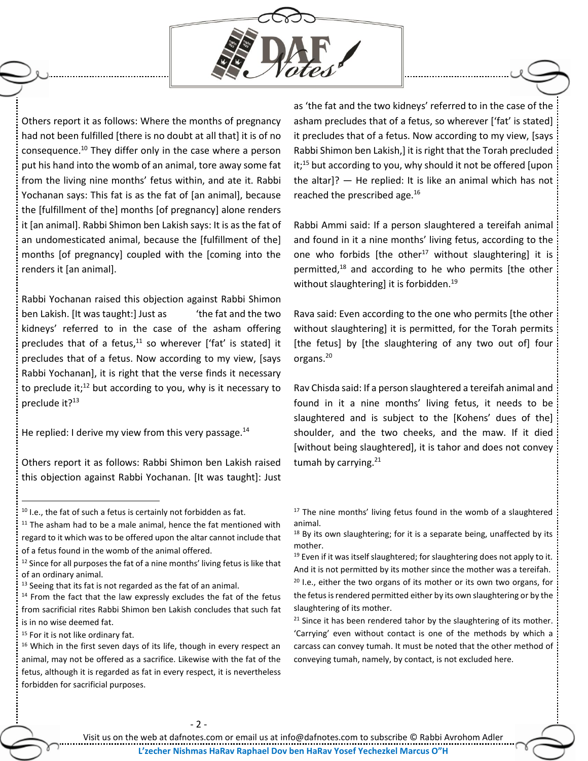Others report it as follows: Where the months of pregnancy had not been fulfilled [there is no doubt at all that] it is of no consequence.[10] They differ only in the case where a person put his hand into the womb of an animal, tore away some fat from the living nine months' fetus within, and ate it. Rabbi Yochanan says: This fat is as the fat of [an animal], because the [fulfillment of the] months [of pregnancy] alone renders it [an animal]. Rabbi Shimon ben Lakish says: It is as the fat of an undomesticated animal, because the [fulfillment of the] months [of pregnancy] coupled with the [coming into the renders it [an animal].

Rabbi Yochanan raised this objection against Rabbi Shimon ben Lakish. [It was taught:] Just as 'the fat and the two kidneys' referred to in the case of the asham offering precludes that of a fetus,[11] so wherever ['fat' is stated] it precludes that of a fetus. Now according to my view, [says Rabbi Yochanan], it is right that the verse finds it necessary to preclude it;[12] but according to you, why is it necessary to preclude it?[13]

He replied: I derive my view from this very passage.[14]

Others report it as follows: Rabbi Shimon ben Lakish raised this objection against Rabbi Yochanan. [It was taught]: Just as 'the fat and the two kidneys' referred to in the case of the asham precludes that of a fetus, so wherever ['fat' is stated] it precludes that of a fetus. Now according to my view, [says Rabbi Shimon ben Lakish,] it is right that the Torah precluded it;[15] but according to you, why should it not be offered [upon the altar]? — He replied: It is like an animal which has not reached the prescribed age.[16]

Rabbi Ammi said: If a person slaughtered a tereifah animal and found in it a nine months' living fetus, according to the one who forbids [the other[17] without slaughtering] it is permitted,[18] and according to he who permits [the other without slaughtering] it is forbidden.[19]

Rava said: Even according to the one who permits [the other without slaughtering] it is permitted, for the Torah permits [the fetus] by [the slaughtering of any two out of] four organs.[20]

Rav Chisda said: If a person slaughtered a tereifah animal and found in it a nine months' living fetus, it needs to be slaughtered and is subject to the [Kohens' dues of the] shoulder, and the two cheeks, and the maw. If it died [without being slaughtered], it is tahor and does not convey tumah by carrying.[21]

---

[10] I.e., the fat of such a fetus is certainly not forbidden as fat.

[11] The asham had to be a male animal, hence the fat mentioned with regard to it which was to be offered upon the altar cannot include that of a fetus found in the womb of the animal offered.

[12] Since for all purposes the fat of a nine months' living fetus is like that of an ordinary animal.

[13] Seeing that its fat is not regarded as the fat of an animal.

[14] From the fact that the law expressly excludes the fat of the fetus from sacrificial rites Rabbi Shimon ben Lakish concludes that such fat is in no wise deemed fat.

[15] For it is not like ordinary fat.

[16] Which in the first seven days of its life, though in every respect an animal, may not be offered as a sacrifice. Likewise with the fat of the fetus, although it is regarded as fat in every respect, it is nevertheless forbidden for sacrificial purposes.

[17] The nine months' living fetus found in the womb of a slaughtered animal.

[18] By its own slaughtering; for it is a separate being, unaffected by its mother.

[19] Even if it was itself slaughtered; for slaughtering does not apply to it. And it is not permitted by its mother since the mother was a tereifah.

[20] I.e., either the two organs of its mother or its own two organs, for the fetus is rendered permitted either by its own slaughtering or by the slaughtering of its mother.

[21] Since it has been rendered tahor by the slaughtering of its mother. 'Carrying' even without contact is one of the methods by which a carcass can convey tumah. It must be noted that the other method of conveying tumah, namely, by contact, is not excluded here.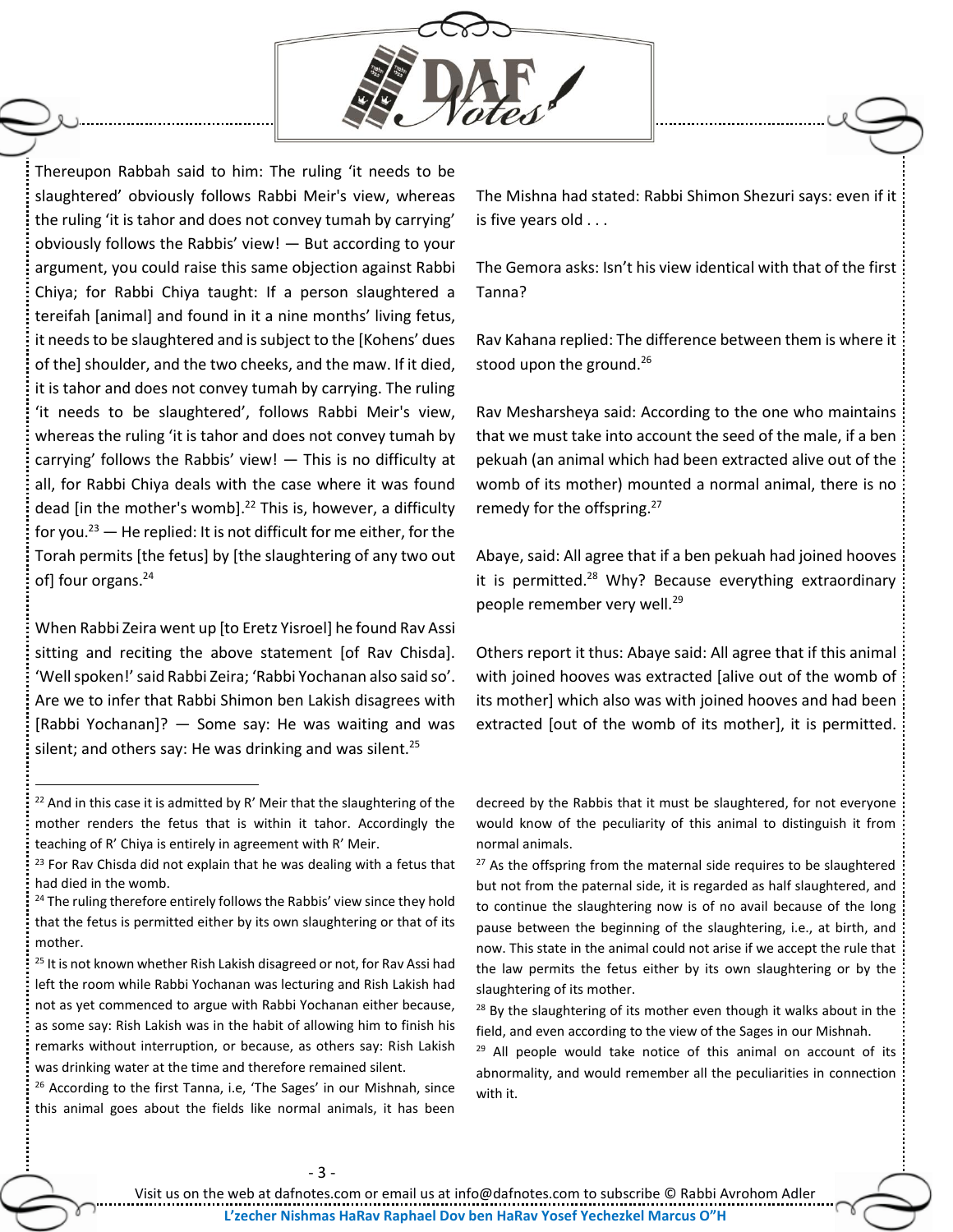Thereupon Rabbah said to him: The ruling 'it needs to be slaughtered' obviously follows Rabbi Meir's view, whereas the ruling 'it is tahor and does not convey tumah by carrying' obviously follows the Rabbis' view! — But according to your argument, you could raise this same objection against Rabbi Chiya; for Rabbi Chiya taught: If a person slaughtered a tereifah [animal] and found in it a nine months' living fetus, it needs to be slaughtered and is subject to the [Kohens' dues of the] shoulder, and the two cheeks, and the maw. If it died, it is tahor and does not convey tumah by carrying. The ruling 'it needs to be slaughtered', follows Rabbi Meir's view, whereas the ruling 'it is tahor and does not convey tumah by carrying' follows the Rabbis' view! — This is no difficulty at all, for Rabbi Chiya deals with the case where it was found dead [in the mother's womb].[22] This is, however, a difficulty for you.[23] — He replied: It is not difficult for me either, for the Torah permits [the fetus] by [the slaughtering of any two out of] four organs.[24]

When Rabbi Zeira went up [to Eretz Yisroel] he found Rav Assi sitting and reciting the above statement [of Rav Chisda]. 'Well spoken!' said Rabbi Zeira; 'Rabbi Yochanan also said so'. Are we to infer that Rabbi Shimon ben Lakish disagrees with [Rabbi Yochanan]? — Some say: He was waiting and was silent; and others say: He was drinking and was silent.[25]

The Mishna had stated: Rabbi Shimon Shezuri says: even if it is five years old . . .

The Gemora asks: Isn't his view identical with that of the first Tanna?

Rav Kahana replied: The difference between them is where it stood upon the ground.[26]

Rav Mesharsheya said: According to the one who maintains that we must take into account the seed of the male, if a ben pekuah (an animal which had been extracted alive out of the womb of its mother) mounted a normal animal, there is no remedy for the offspring.[27]

Abaye, said: All agree that if a ben pekuah had joined hooves it is permitted.[28] Why? Because everything extraordinary people remember very well.[29]

Others report it thus: Abaye said: All agree that if this animal with joined hooves was extracted [alive out of the womb of its mother] which also was with joined hooves and had been extracted [out of the womb of its mother], it is permitted.

---

[22] And in this case it is admitted by R' Meir that the slaughtering of the mother renders the fetus that is within it tahor. Accordingly the teaching of R' Chiya is entirely in agreement with R' Meir.

[23] For Rav Chisda did not explain that he was dealing with a fetus that had died in the womb.

[24] The ruling therefore entirely follows the Rabbis' view since they hold that the fetus is permitted either by its own slaughtering or that of its mother.

[25] It is not known whether Rish Lakish disagreed or not, for Rav Assi had left the room while Rabbi Yochanan was lecturing and Rish Lakish had not as yet commenced to argue with Rabbi Yochanan either because, as some say: Rish Lakish was in the habit of allowing him to finish his remarks without interruption, or because, as others say: Rish Lakish was drinking water at the time and therefore remained silent.

[26] According to the first Tanna, i.e, 'The Sages' in our Mishnah, since this animal goes about the fields like normal animals, it has been decreed by the Rabbis that it must be slaughtered, for not everyone would know of the peculiarity of this animal to distinguish it from normal animals.

[27] As the offspring from the maternal side requires to be slaughtered but not from the paternal side, it is regarded as half slaughtered, and to continue the slaughtering now is of no avail because of the long pause between the beginning of the slaughtering, i.e., at birth, and now. This state in the animal could not arise if we accept the rule that the law permits the fetus either by its own slaughtering or by the slaughtering of its mother.

[28] By the slaughtering of its mother even though it walks about in the field, and even according to the view of the Sages in our Mishnah.

[29] All people would take notice of this animal on account of its abnormality, and would remember all the peculiarities in connection with it.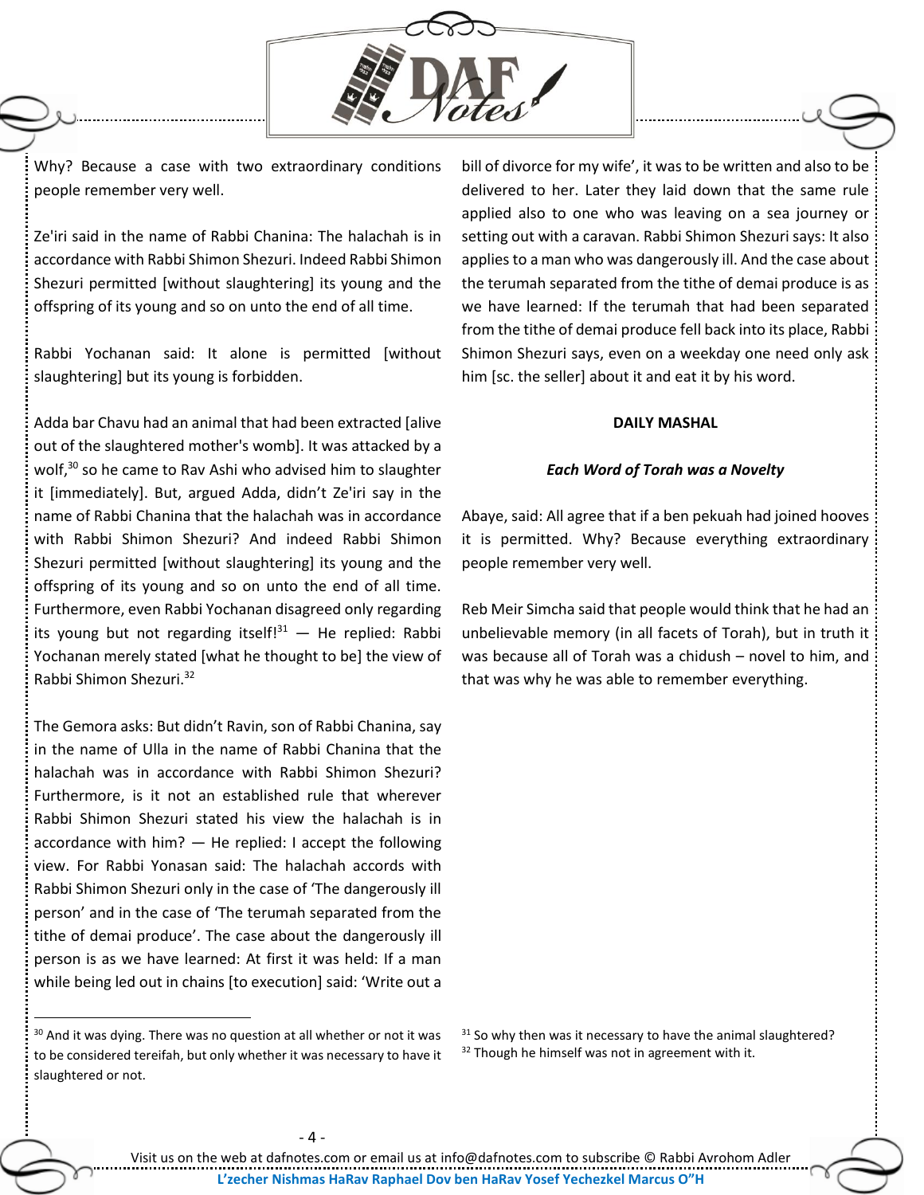Why? Because a case with two extraordinary conditions people remember very well.

Ze'iri said in the name of Rabbi Chanina: The halachah is in accordance with Rabbi Shimon Shezuri. Indeed Rabbi Shimon Shezuri permitted [without slaughtering] its young and the offspring of its young and so on unto the end of all time.

Rabbi Yochanan said: It alone is permitted [without slaughtering] but its young is forbidden.

Adda bar Chavu had an animal that had been extracted [alive out of the slaughtered mother's womb]. It was attacked by a wolf,[30] so he came to Rav Ashi who advised him to slaughter it [immediately]. But, argued Adda, didn't Ze'iri say in the name of Rabbi Chanina that the halachah was in accordance with Rabbi Shimon Shezuri? And indeed Rabbi Shimon Shezuri permitted [without slaughtering] its young and the offspring of its young and so on unto the end of all time. Furthermore, even Rabbi Yochanan disagreed only regarding its young but not regarding itself![31] — He replied: Rabbi Yochanan merely stated [what he thought to be] the view of Rabbi Shimon Shezuri.[32]

The Gemora asks: But didn't Ravin, son of Rabbi Chanina, say in the name of Ulla in the name of Rabbi Chanina that the halachah was in accordance with Rabbi Shimon Shezuri? Furthermore, is it not an established rule that wherever Rabbi Shimon Shezuri stated his view the halachah is in accordance with him? — He replied: I accept the following view. For Rabbi Yonasan said: The halachah accords with Rabbi Shimon Shezuri only in the case of 'The dangerously ill person' and in the case of 'The terumah separated from the tithe of demai produce'. The case about the dangerously ill person is as we have learned: At first it was held: If a man while being led out in chains [to execution] said: 'Write out a bill of divorce for my wife', it was to be written and also to be delivered to her. Later they laid down that the same rule applied also to one who was leaving on a sea journey or setting out with a caravan. Rabbi Shimon Shezuri says: It also applies to a man who was dangerously ill. And the case about the terumah separated from the tithe of demai produce is as we have learned: If the terumah that had been separated from the tithe of demai produce fell back into its place, Rabbi Shimon Shezuri says, even on a weekday one need only ask him [sc. the seller] about it and eat it by his word.

[30] And it was dying. There was no question at all whether or not it was to be considered tereifah, but only whether it was necessary to have it slaughtered or not.

[31] So why then was it necessary to have the animal slaughtered?

[32] Though he himself was not in agreement with it.

**DAILY MASHAL**

***Each Word of Torah was a Novelty***

Abaye, said: All agree that if a ben pekuah had joined hooves it is permitted. Why? Because everything extraordinary people remember very well.

Reb Meir Simcha said that people would think that he had an unbelievable memory (in all facets of Torah), but in truth it was because all of Torah was a chidush – novel to him, and that was why he was able to remember everything.